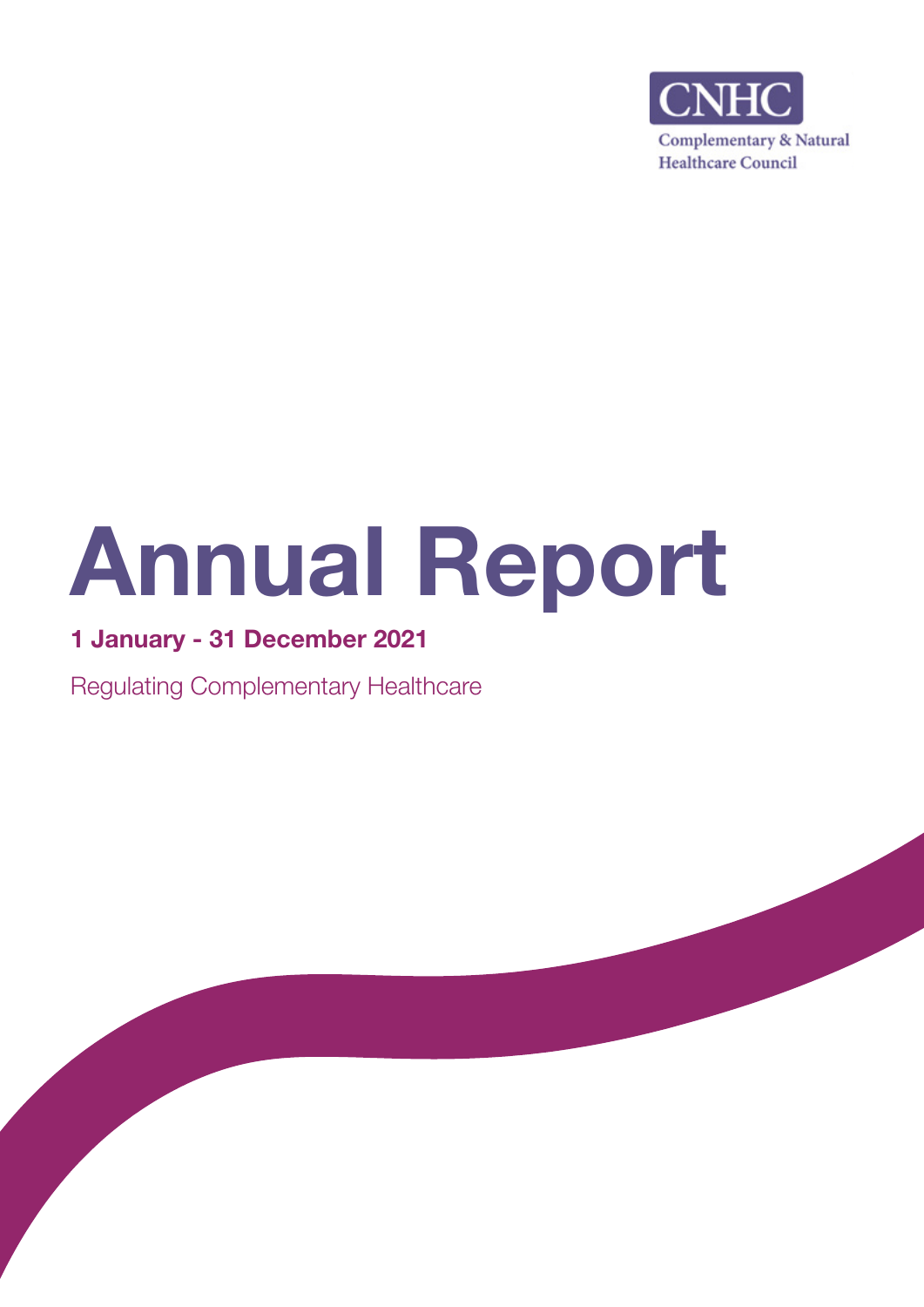CNHC

Complementary & Natural Healthcare Council

# Annual Report

**1 January - 31 December 2021**

Regulating Complementary Healthcare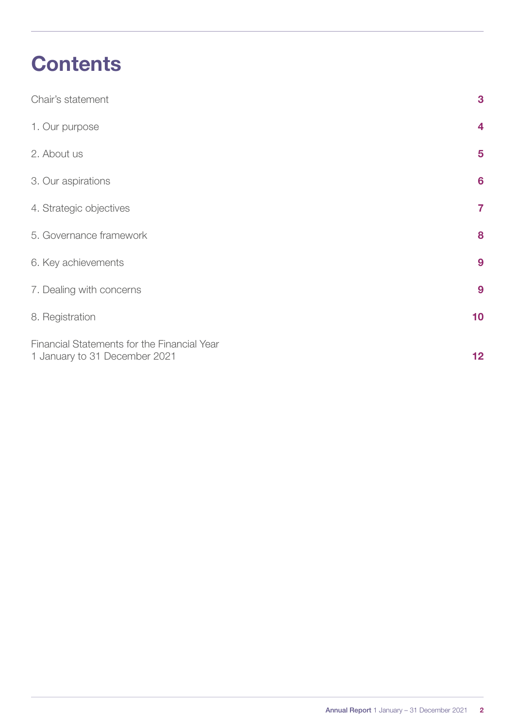# Contents

| | |
|---|---|
| Chair's statement | 3 |
| 1. Our purpose | 4 |
| 2. About us | 5 |
| 3. Our aspirations | 6 |
| 4. Strategic objectives | 7 |
| 5. Governance framework | 8 |
| 6. Key achievements | 9 |
| 7. Dealing with concerns | 9 |
| 8. Registration | 10 |
| Financial Statements for the Financial Year 1 January to 31 December 2021 | 12 |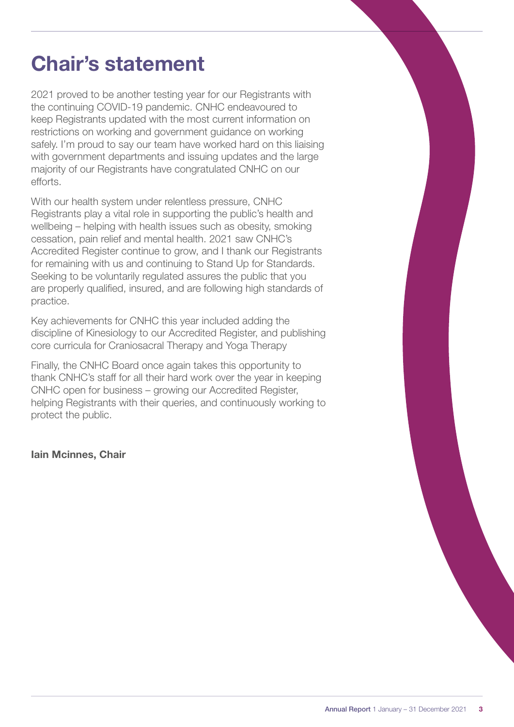# Chair's statement

2021 proved to be another testing year for our Registrants with the continuing COVID-19 pandemic. CNHC endeavoured to keep Registrants updated with the most current information on restrictions on working and government guidance on working safely. I'm proud to say our team have worked hard on this liaising with government departments and issuing updates and the large majority of our Registrants have congratulated CNHC on our efforts.

With our health system under relentless pressure, CNHC Registrants play a vital role in supporting the public's health and wellbeing – helping with health issues such as obesity, smoking cessation, pain relief and mental health. 2021 saw CNHC's Accredited Register continue to grow, and I thank our Registrants for remaining with us and continuing to Stand Up for Standards. Seeking to be voluntarily regulated assures the public that you are properly qualified, insured, and are following high standards of practice.

Key achievements for CNHC this year included adding the discipline of Kinesiology to our Accredited Register, and publishing core curricula for Craniosacral Therapy and Yoga Therapy

Finally, the CNHC Board once again takes this opportunity to thank CNHC's staff for all their hard work over the year in keeping CNHC open for business – growing our Accredited Register, helping Registrants with their queries, and continuously working to protect the public.

**Iain Mcinnes, Chair**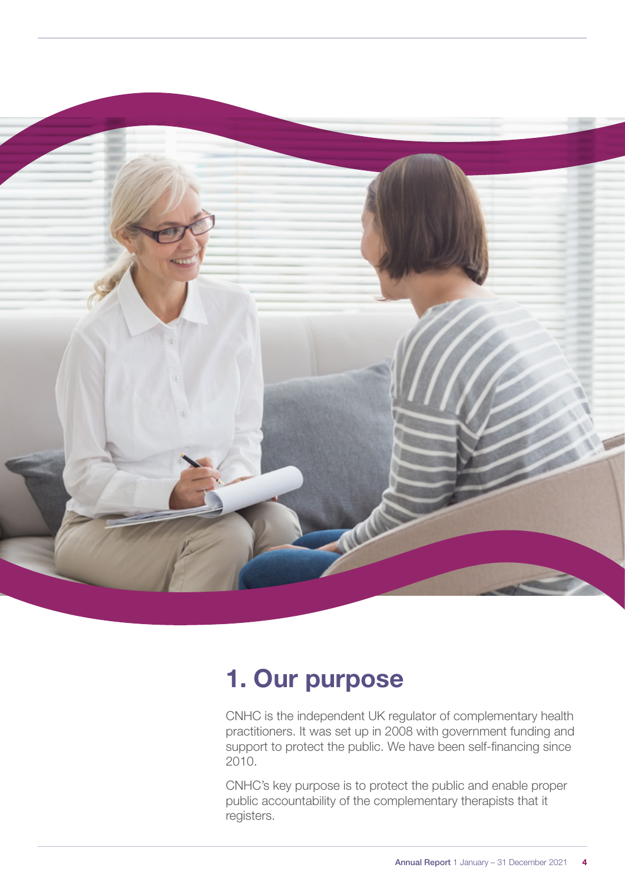# 1. Our purpose

CNHC is the independent UK regulator of complementary health practitioners. It was set up in 2008 with government funding and support to protect the public. We have been self-financing since 2010.

CNHC's key purpose is to protect the public and enable proper public accountability of the complementary therapists that it registers.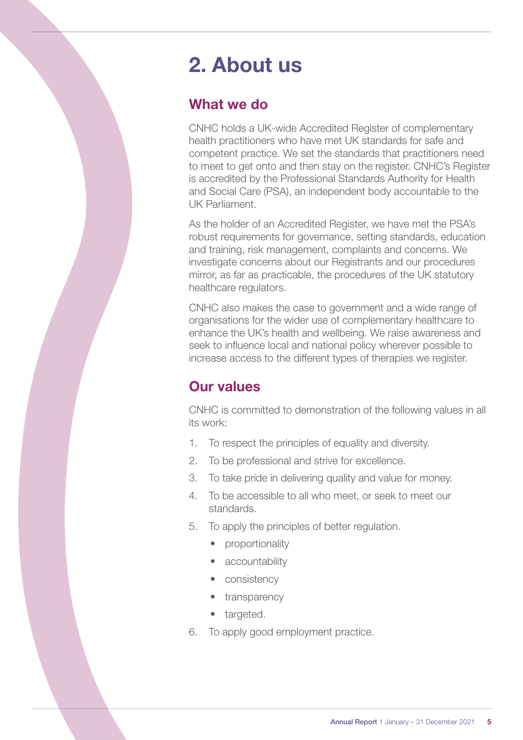# 2. About us

## What we do

CNHC holds a UK-wide Accredited Register of complementary health practitioners who have met UK standards for safe and competent practice. We set the standards that practitioners need to meet to get onto and then stay on the register. CNHC's Register is accredited by the Professional Standards Authority for Health and Social Care (PSA), an independent body accountable to the UK Parliament.

As the holder of an Accredited Register, we have met the PSA's robust requirements for governance, setting standards, education and training, risk management, complaints and concerns. We investigate concerns about our Registrants and our procedures mirror, as far as practicable, the procedures of the UK statutory healthcare regulators.

CNHC also makes the case to government and a wide range of organisations for the wider use of complementary healthcare to enhance the UK's health and wellbeing. We raise awareness and seek to influence local and national policy wherever possible to increase access to the different types of therapies we register.

## Our values

CNHC is committed to demonstration of the following values in all its work:

1. To respect the principles of equality and diversity.
2. To be professional and strive for excellence.
3. To take pride in delivering quality and value for money.
4. To be accessible to all who meet, or seek to meet our standards.
5. To apply the principles of better regulation.
   - proportionality
   - accountability
   - consistency
   - transparency
   - targeted.
6. To apply good employment practice.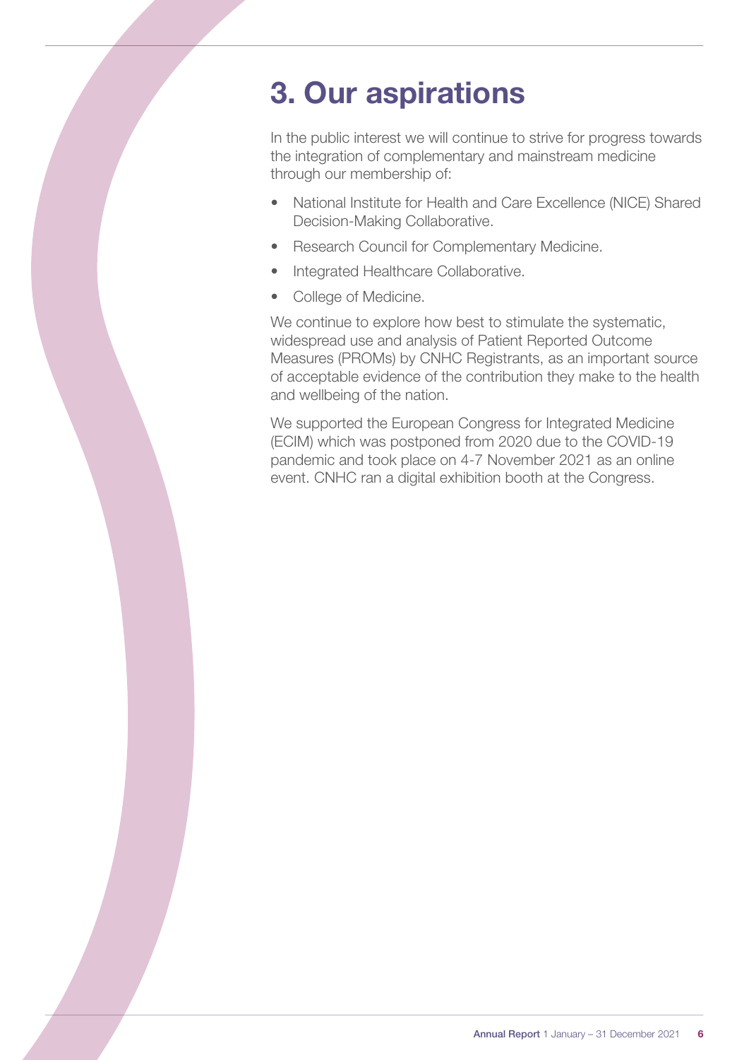# 3. Our aspirations

In the public interest we will continue to strive for progress towards the integration of complementary and mainstream medicine through our membership of:

- National Institute for Health and Care Excellence (NICE) Shared Decision-Making Collaborative.
- Research Council for Complementary Medicine.
- Integrated Healthcare Collaborative.
- College of Medicine.

We continue to explore how best to stimulate the systematic, widespread use and analysis of Patient Reported Outcome Measures (PROMs) by CNHC Registrants, as an important source of acceptable evidence of the contribution they make to the health and wellbeing of the nation.

We supported the European Congress for Integrated Medicine (ECIM) which was postponed from 2020 due to the COVID-19 pandemic and took place on 4-7 November 2021 as an online event. CNHC ran a digital exhibition booth at the Congress.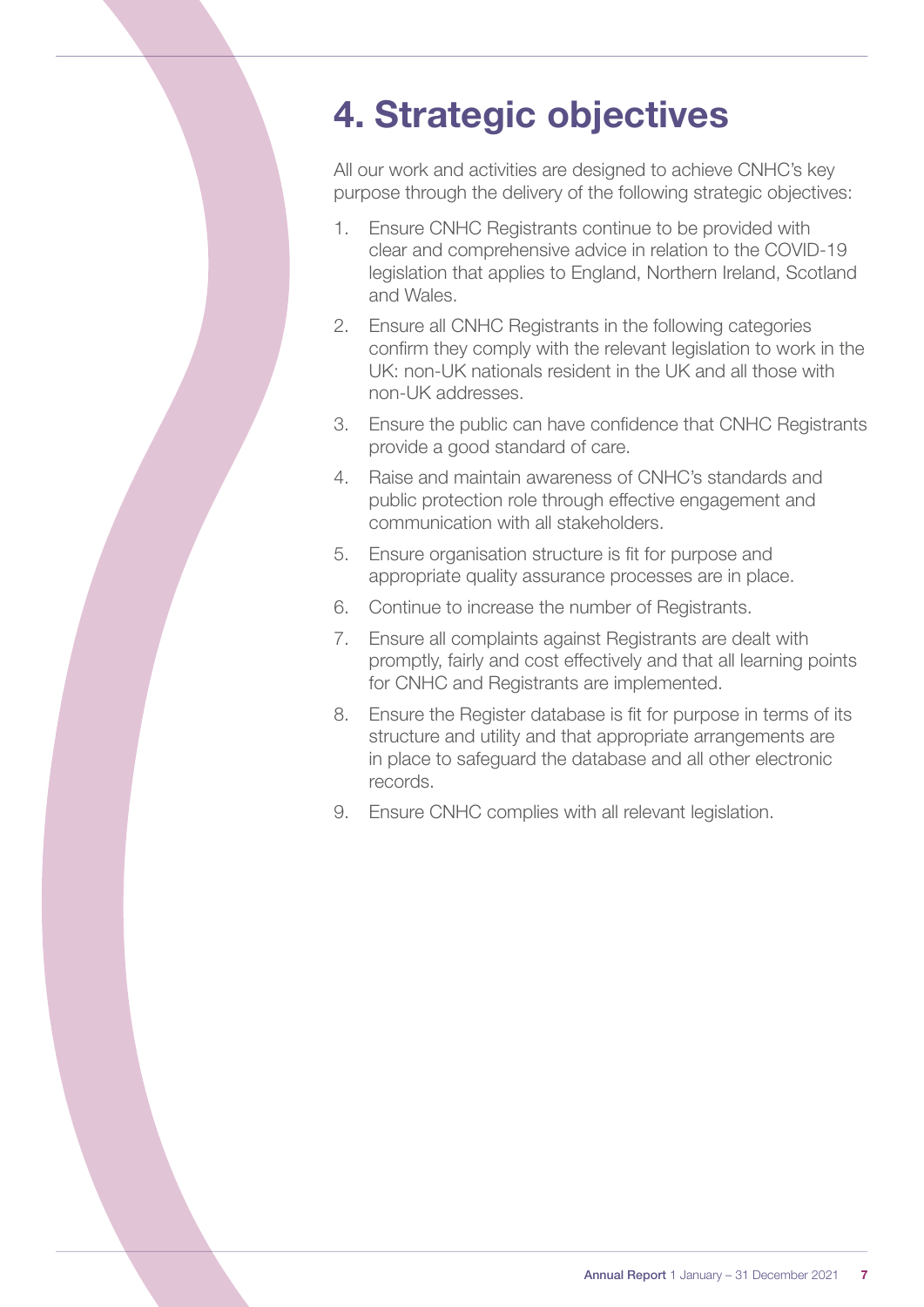# 4. Strategic objectives

All our work and activities are designed to achieve CNHC's key purpose through the delivery of the following strategic objectives:

1. Ensure CNHC Registrants continue to be provided with clear and comprehensive advice in relation to the COVID-19 legislation that applies to England, Northern Ireland, Scotland and Wales.
2. Ensure all CNHC Registrants in the following categories confirm they comply with the relevant legislation to work in the UK: non-UK nationals resident in the UK and all those with non-UK addresses.
3. Ensure the public can have confidence that CNHC Registrants provide a good standard of care.
4. Raise and maintain awareness of CNHC's standards and public protection role through effective engagement and communication with all stakeholders.
5. Ensure organisation structure is fit for purpose and appropriate quality assurance processes are in place.
6. Continue to increase the number of Registrants.
7. Ensure all complaints against Registrants are dealt with promptly, fairly and cost effectively and that all learning points for CNHC and Registrants are implemented.
8. Ensure the Register database is fit for purpose in terms of its structure and utility and that appropriate arrangements are in place to safeguard the database and all other electronic records.
9. Ensure CNHC complies with all relevant legislation.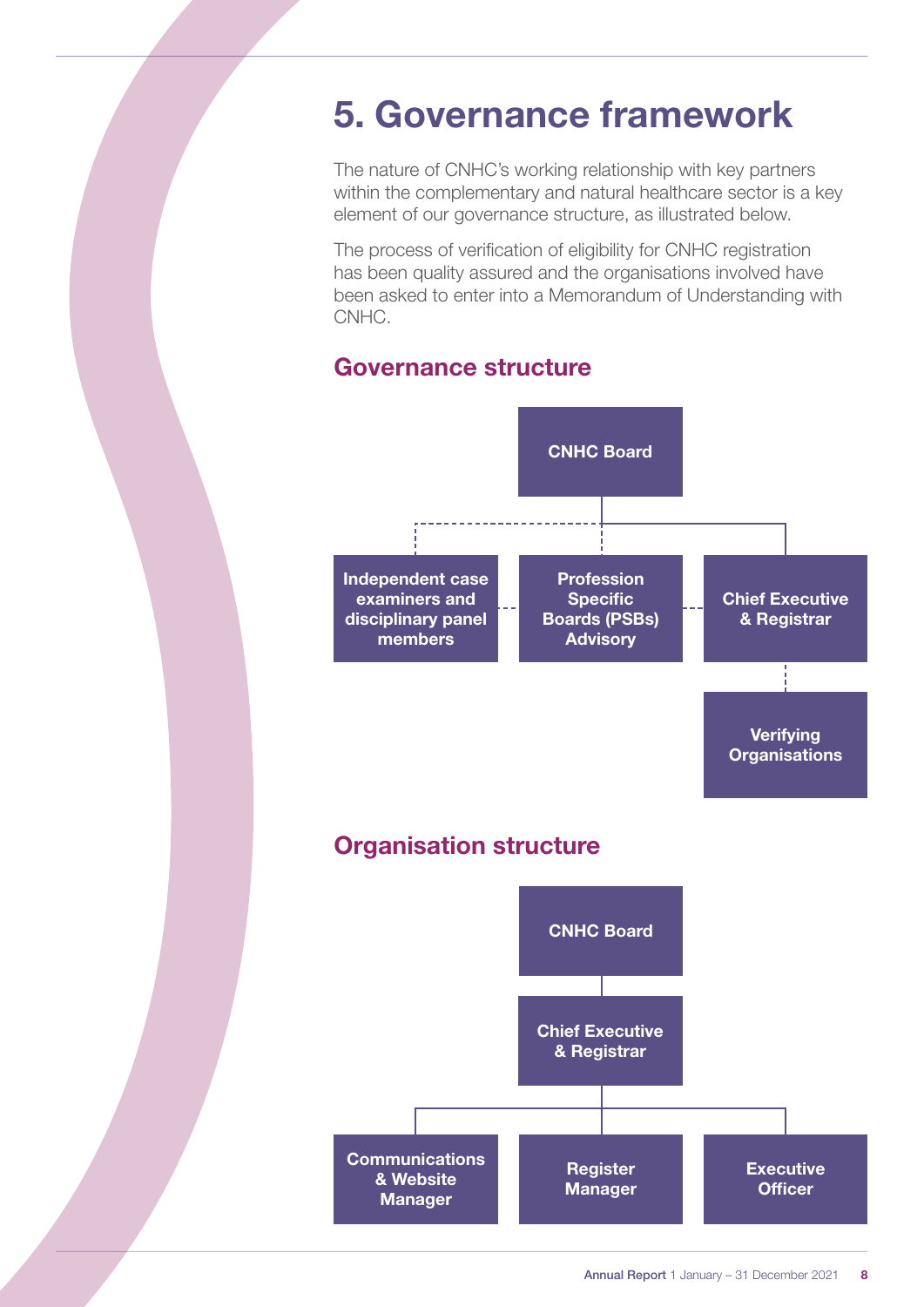# 5. Governance framework

The nature of CNHC's working relationship with key partners within the complementary and natural healthcare sector is a key element of our governance structure, as illustrated below.

The process of verification of eligibility for CNHC registration has been quality assured and the organisations involved have been asked to enter into a Memorandum of Understanding with CNHC.

## Governance structure

CNHC Board

Independent case examiners and disciplinary panel members

Profession Specific Boards (PSBs) Advisory

Chief Executive & Registrar

Verifying Organisations

## Organisation structure

CNHC Board

Chief Executive & Registrar

Communications & Website Manager

Register Manager

Executive Officer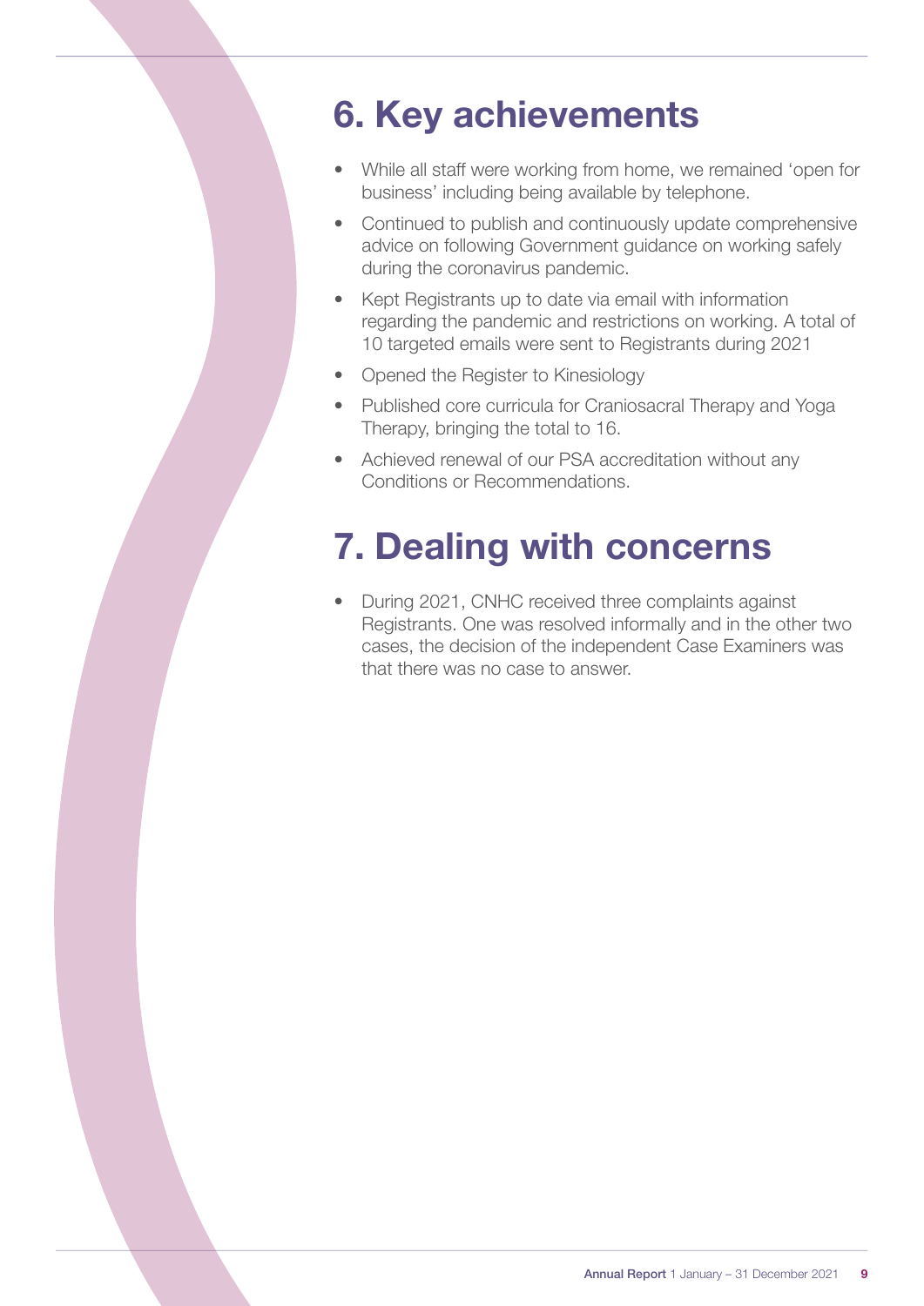# 6. Key achievements

- While all staff were working from home, we remained 'open for business' including being available by telephone.
- Continued to publish and continuously update comprehensive advice on following Government guidance on working safely during the coronavirus pandemic.
- Kept Registrants up to date via email with information regarding the pandemic and restrictions on working. A total of 10 targeted emails were sent to Registrants during 2021
- Opened the Register to Kinesiology
- Published core curricula for Craniosacral Therapy and Yoga Therapy, bringing the total to 16.
- Achieved renewal of our PSA accreditation without any Conditions or Recommendations.

# 7. Dealing with concerns

- During 2021, CNHC received three complaints against Registrants. One was resolved informally and in the other two cases, the decision of the independent Case Examiners was that there was no case to answer.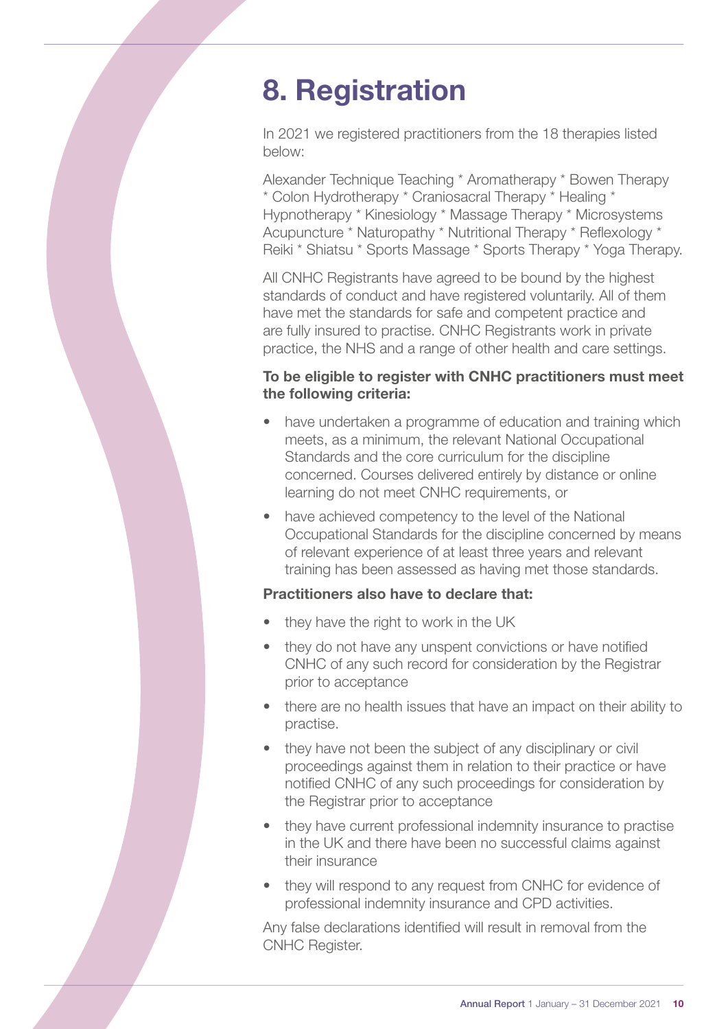# 8. Registration

In 2021 we registered practitioners from the 18 therapies listed below:

Alexander Technique Teaching * Aromatherapy * Bowen Therapy * Colon Hydrotherapy * Craniosacral Therapy * Healing * Hypnotherapy * Kinesiology * Massage Therapy * Microsystems Acupuncture * Naturopathy * Nutritional Therapy * Reflexology * Reiki * Shiatsu * Sports Massage * Sports Therapy * Yoga Therapy.

All CNHC Registrants have agreed to be bound by the highest standards of conduct and have registered voluntarily. All of them have met the standards for safe and competent practice and are fully insured to practise. CNHC Registrants work in private practice, the NHS and a range of other health and care settings.

**To be eligible to register with CNHC practitioners must meet the following criteria:**

- have undertaken a programme of education and training which meets, as a minimum, the relevant National Occupational Standards and the core curriculum for the discipline concerned. Courses delivered entirely by distance or online learning do not meet CNHC requirements, or
- have achieved competency to the level of the National Occupational Standards for the discipline concerned by means of relevant experience of at least three years and relevant training has been assessed as having met those standards.

**Practitioners also have to declare that:**

- they have the right to work in the UK
- they do not have any unspent convictions or have notified CNHC of any such record for consideration by the Registrar prior to acceptance
- there are no health issues that have an impact on their ability to practise.
- they have not been the subject of any disciplinary or civil proceedings against them in relation to their practice or have notified CNHC of any such proceedings for consideration by the Registrar prior to acceptance
- they have current professional indemnity insurance to practise in the UK and there have been no successful claims against their insurance
- they will respond to any request from CNHC for evidence of professional indemnity insurance and CPD activities.

Any false declarations identified will result in removal from the CNHC Register.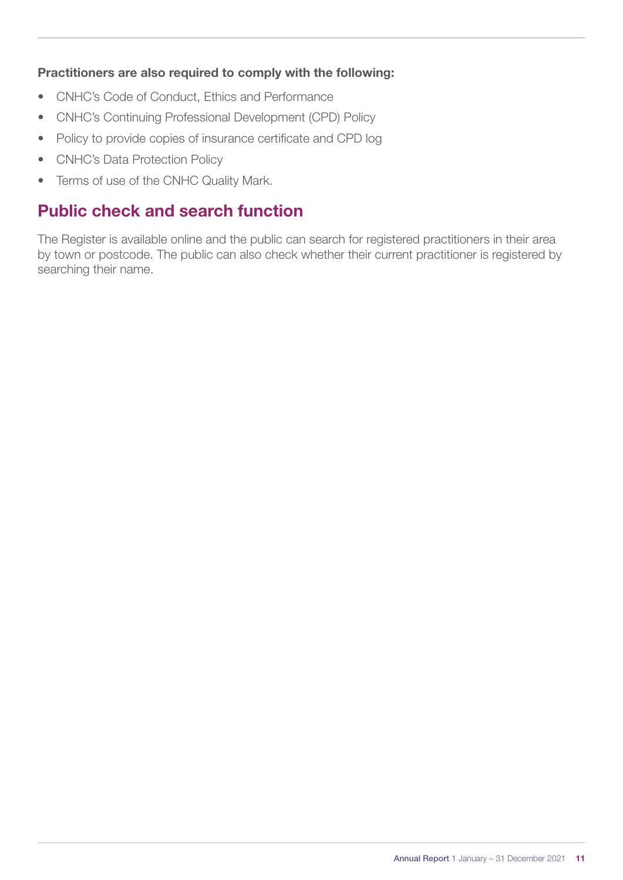**Practitioners are also required to comply with the following:**

- CNHC's Code of Conduct, Ethics and Performance
- CNHC's Continuing Professional Development (CPD) Policy
- Policy to provide copies of insurance certificate and CPD log
- CNHC's Data Protection Policy
- Terms of use of the CNHC Quality Mark.

## Public check and search function

The Register is available online and the public can search for registered practitioners in their area by town or postcode. The public can also check whether their current practitioner is registered by searching their name.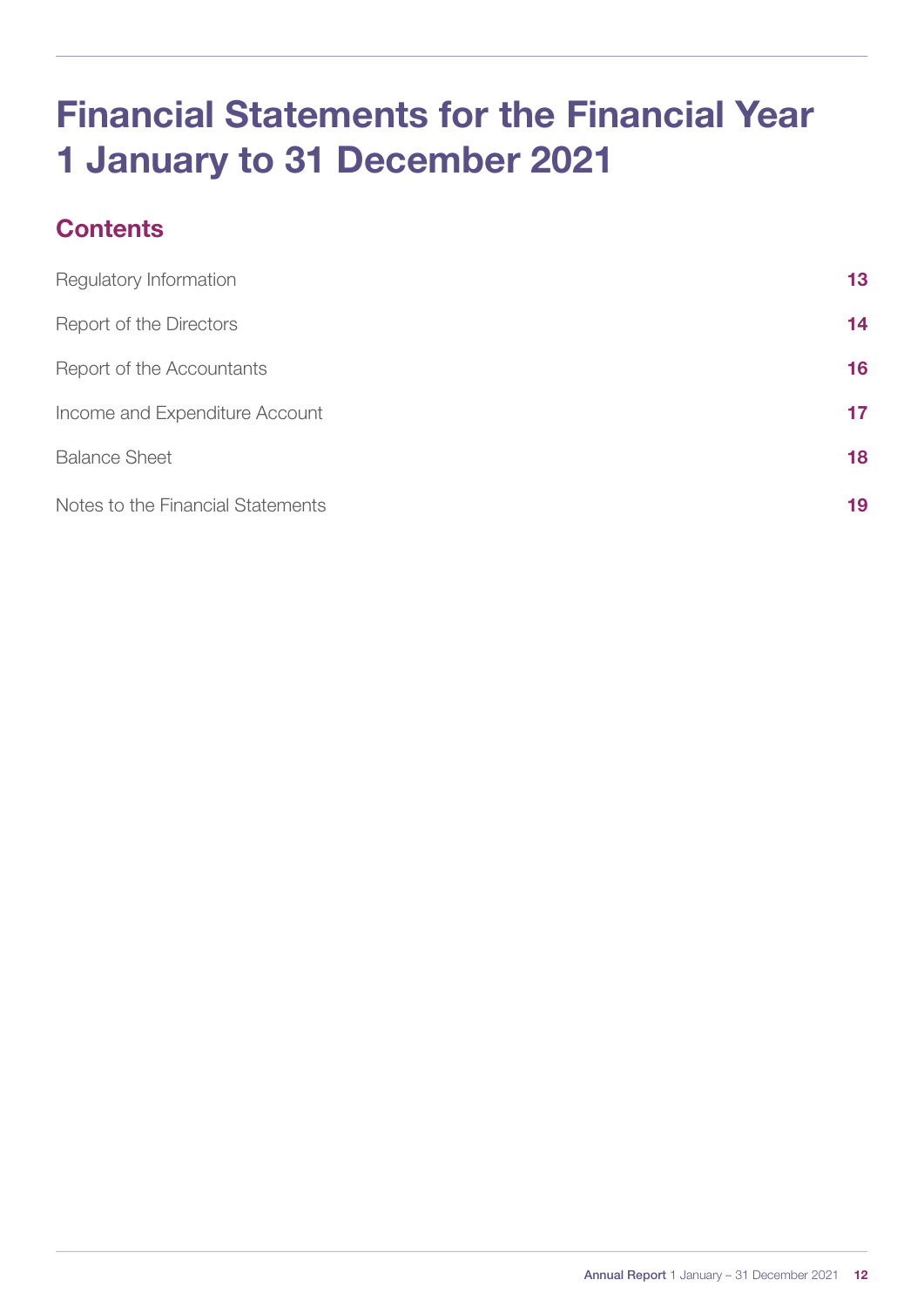# Financial Statements for the Financial Year 1 January to 31 December 2021

## Contents

| | |
|---|---|
| Regulatory Information | **13** |
| Report of the Directors | **14** |
| Report of the Accountants | **16** |
| Income and Expenditure Account | **17** |
| Balance Sheet | **18** |
| Notes to the Financial Statements | **19** |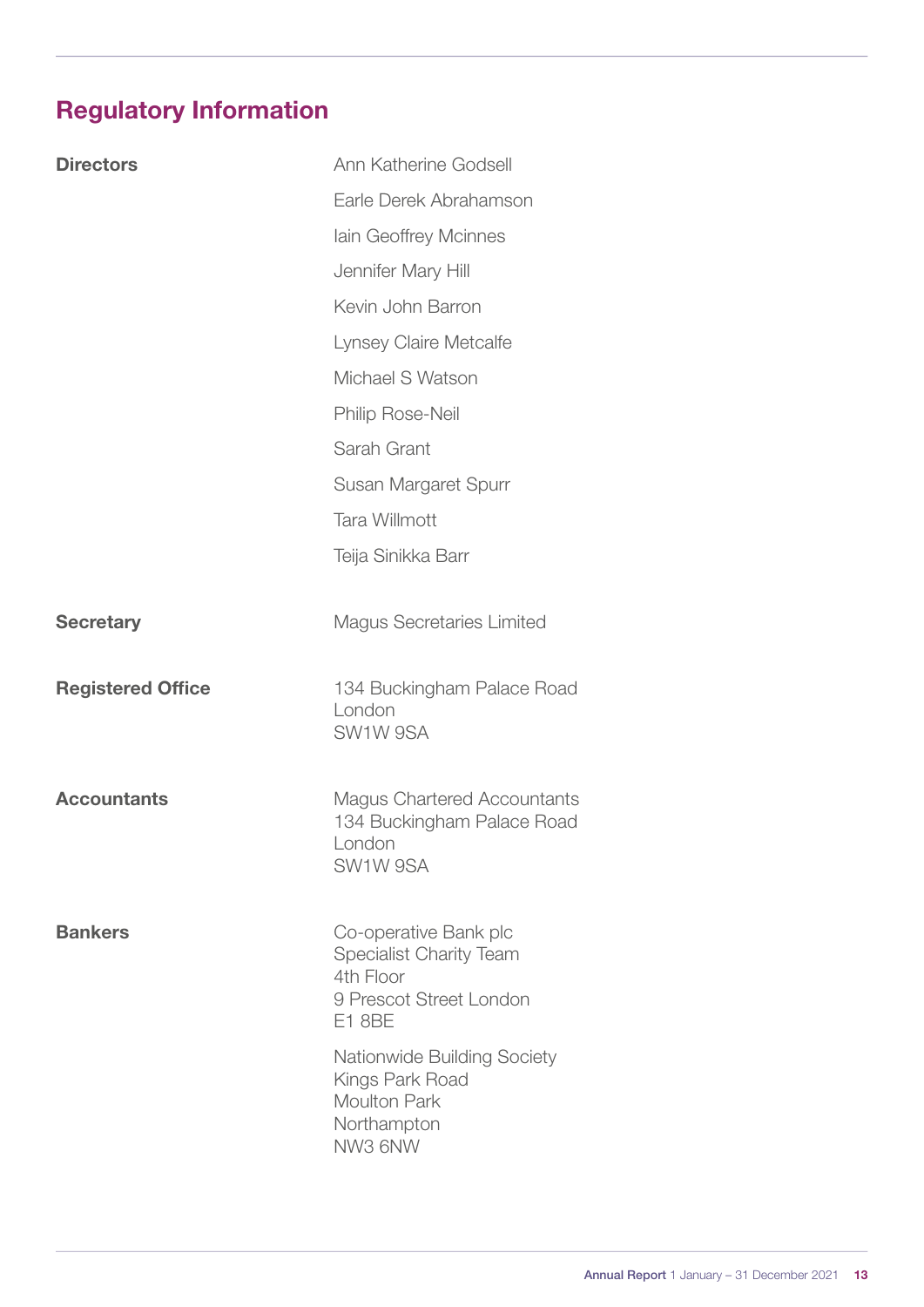## Regulatory Information

**Directors**

Ann Katherine Godsell
Earle Derek Abrahamson
Iain Geoffrey Mcinnes
Jennifer Mary Hill
Kevin John Barron
Lynsey Claire Metcalfe
Michael S Watson
Philip Rose-Neil
Sarah Grant
Susan Margaret Spurr
Tara Willmott
Teija Sinikka Barr

**Secretary**

Magus Secretaries Limited

**Registered Office**

134 Buckingham Palace Road
London
SW1W 9SA

**Accountants**

Magus Chartered Accountants
134 Buckingham Palace Road
London
SW1W 9SA

**Bankers**

Co-operative Bank plc
Specialist Charity Team
4th Floor
9 Prescot Street London
E1 8BE

Nationwide Building Society
Kings Park Road
Moulton Park
Northampton
NW3 6NW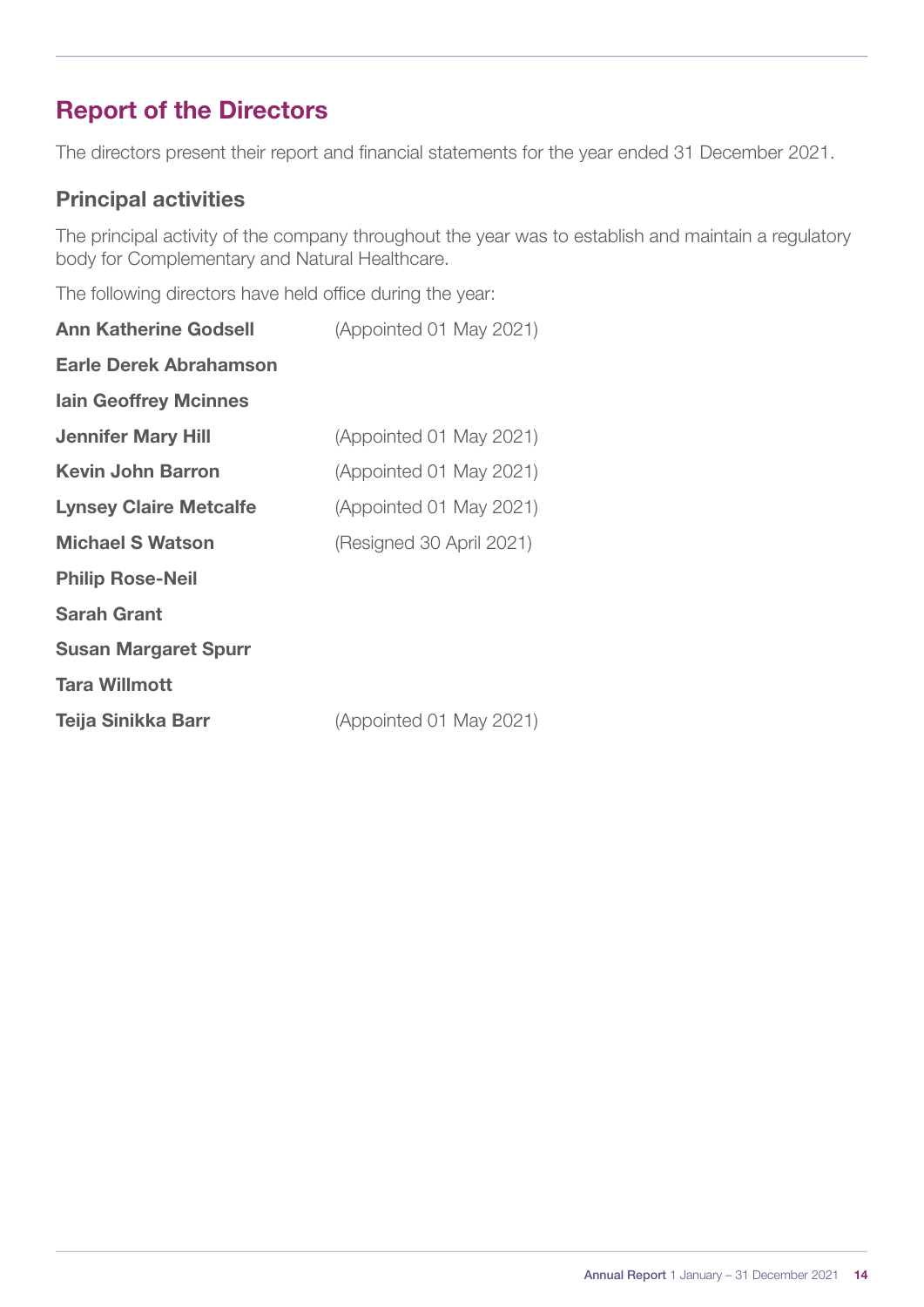## Report of the Directors

The directors present their report and financial statements for the year ended 31 December 2021.

### Principal activities

The principal activity of the company throughout the year was to establish and maintain a regulatory body for Complementary and Natural Healthcare.

The following directors have held office during the year:

| | |
|---|---|
| **Ann Katherine Godsell** | (Appointed 01 May 2021) |
| **Earle Derek Abrahamson** | |
| **Iain Geoffrey Mcinnes** | |
| **Jennifer Mary Hill** | (Appointed 01 May 2021) |
| **Kevin John Barron** | (Appointed 01 May 2021) |
| **Lynsey Claire Metcalfe** | (Appointed 01 May 2021) |
| **Michael S Watson** | (Resigned 30 April 2021) |
| **Philip Rose-Neil** | |
| **Sarah Grant** | |
| **Susan Margaret Spurr** | |
| **Tara Willmott** | |
| **Teija Sinikka Barr** | (Appointed 01 May 2021) |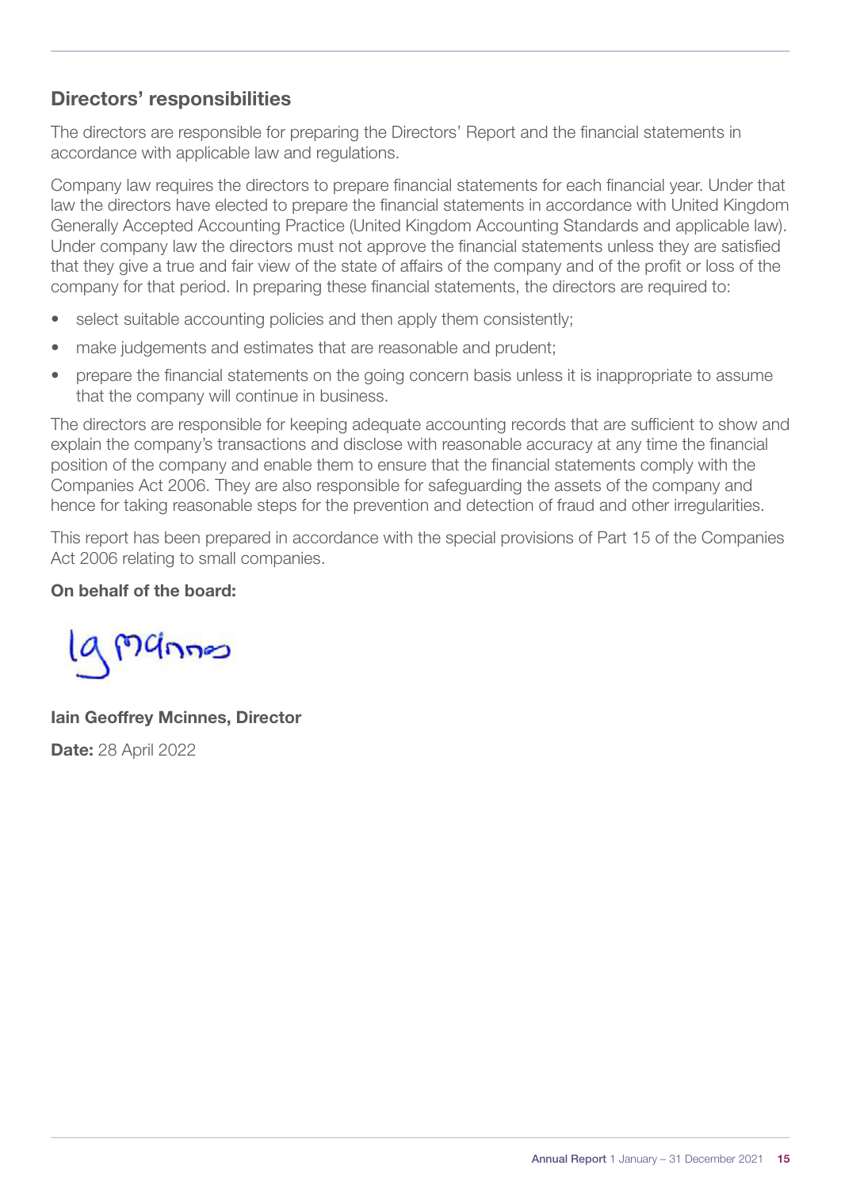## Directors' responsibilities

The directors are responsible for preparing the Directors' Report and the financial statements in accordance with applicable law and regulations.

Company law requires the directors to prepare financial statements for each financial year. Under that law the directors have elected to prepare the financial statements in accordance with United Kingdom Generally Accepted Accounting Practice (United Kingdom Accounting Standards and applicable law). Under company law the directors must not approve the financial statements unless they are satisfied that they give a true and fair view of the state of affairs of the company and of the profit or loss of the company for that period. In preparing these financial statements, the directors are required to:

- select suitable accounting policies and then apply them consistently;
- make judgements and estimates that are reasonable and prudent;
- prepare the financial statements on the going concern basis unless it is inappropriate to assume that the company will continue in business.

The directors are responsible for keeping adequate accounting records that are sufficient to show and explain the company's transactions and disclose with reasonable accuracy at any time the financial position of the company and enable them to ensure that the financial statements comply with the Companies Act 2006. They are also responsible for safeguarding the assets of the company and hence for taking reasonable steps for the prevention and detection of fraud and other irregularities.

This report has been prepared in accordance with the special provisions of Part 15 of the Companies Act 2006 relating to small companies.

**On behalf of the board:**

**Iain Geoffrey Mcinnes, Director**

**Date:** 28 April 2022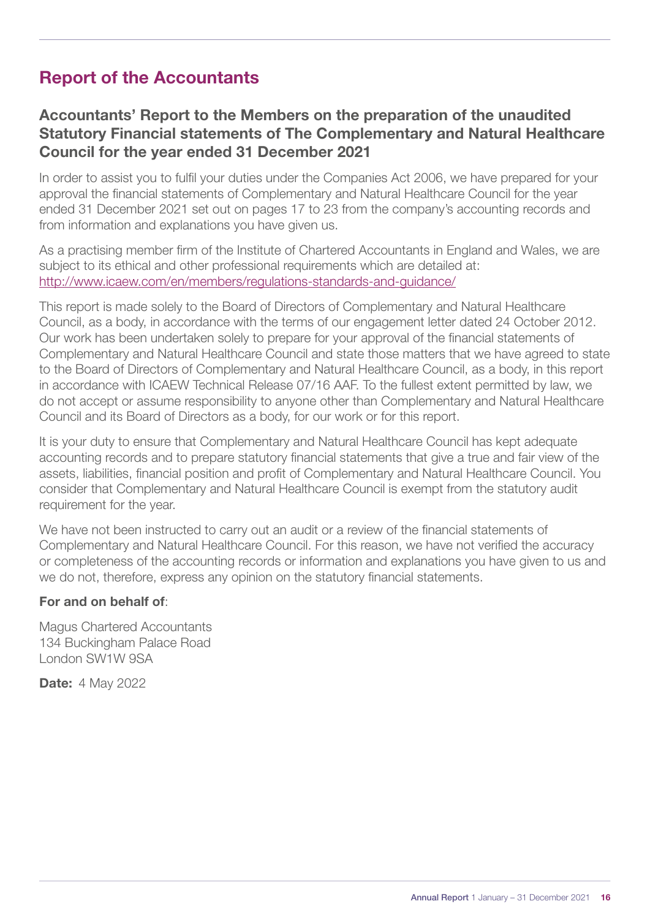# Report of the Accountants

## Accountants' Report to the Members on the preparation of the unaudited Statutory Financial statements of The Complementary and Natural Healthcare Council for the year ended 31 December 2021

In order to assist you to fulfil your duties under the Companies Act 2006, we have prepared for your approval the financial statements of Complementary and Natural Healthcare Council for the year ended 31 December 2021 set out on pages 17 to 23 from the company's accounting records and from information and explanations you have given us.

As a practising member firm of the Institute of Chartered Accountants in England and Wales, we are subject to its ethical and other professional requirements which are detailed at: http://www.icaew.com/en/members/regulations-standards-and-guidance/

This report is made solely to the Board of Directors of Complementary and Natural Healthcare Council, as a body, in accordance with the terms of our engagement letter dated 24 October 2012. Our work has been undertaken solely to prepare for your approval of the financial statements of Complementary and Natural Healthcare Council and state those matters that we have agreed to state to the Board of Directors of Complementary and Natural Healthcare Council, as a body, in this report in accordance with ICAEW Technical Release 07/16 AAF. To the fullest extent permitted by law, we do not accept or assume responsibility to anyone other than Complementary and Natural Healthcare Council and its Board of Directors as a body, for our work or for this report.

It is your duty to ensure that Complementary and Natural Healthcare Council has kept adequate accounting records and to prepare statutory financial statements that give a true and fair view of the assets, liabilities, financial position and profit of Complementary and Natural Healthcare Council. You consider that Complementary and Natural Healthcare Council is exempt from the statutory audit requirement for the year.

We have not been instructed to carry out an audit or a review of the financial statements of Complementary and Natural Healthcare Council. For this reason, we have not verified the accuracy or completeness of the accounting records or information and explanations you have given to us and we do not, therefore, express any opinion on the statutory financial statements.

**For and on behalf of**:

Magus Chartered Accountants
134 Buckingham Palace Road
London SW1W 9SA

**Date:** 4 May 2022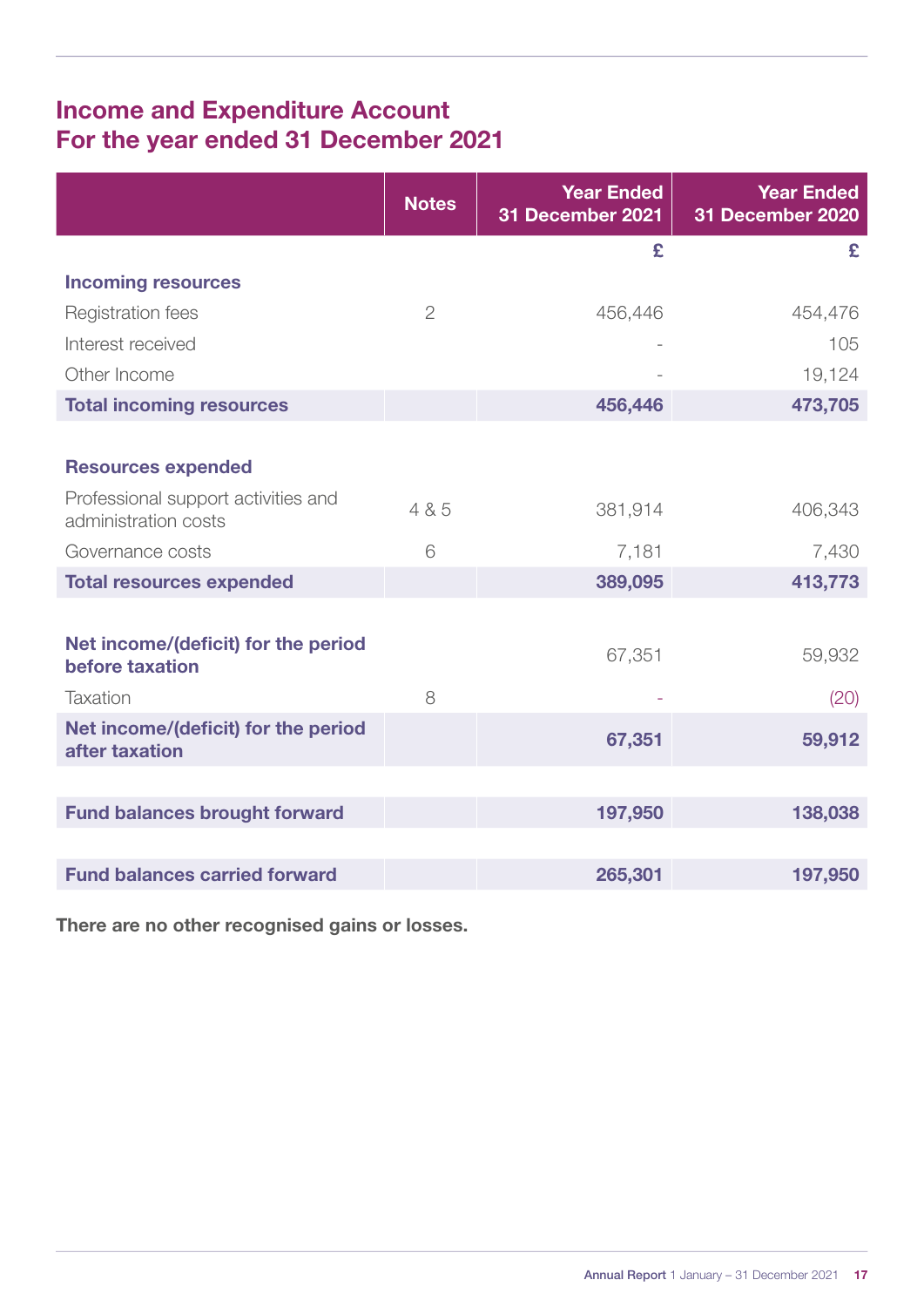# Income and Expenditure Account
# For the year ended 31 December 2021

| | Notes | Year Ended 31 December 2021 | Year Ended 31 December 2020 |
|---|---|---|---|
| | | £ | £ |
| **Incoming resources** | | | |
| Registration fees | 2 | 456,446 | 454,476 |
| Interest received | | - | 105 |
| Other Income | | - | 19,124 |
| **Total incoming resources** | | **456,446** | **473,705** |
| | | | |
| **Resources expended** | | | |
| Professional support activities and administration costs | 4 & 5 | 381,914 | 406,343 |
| Governance costs | 6 | 7,181 | 7,430 |
| **Total resources expended** | | **389,095** | **413,773** |
| | | | |
| **Net income/(deficit) for the period before taxation** | | 67,351 | 59,932 |
| Taxation | 8 | - | (20) |
| **Net income/(deficit) for the period after taxation** | | **67,351** | **59,912** |
| | | | |
| **Fund balances brought forward** | | **197,950** | **138,038** |
| | | | |
| **Fund balances carried forward** | | **265,301** | **197,950** |

**There are no other recognised gains or losses.**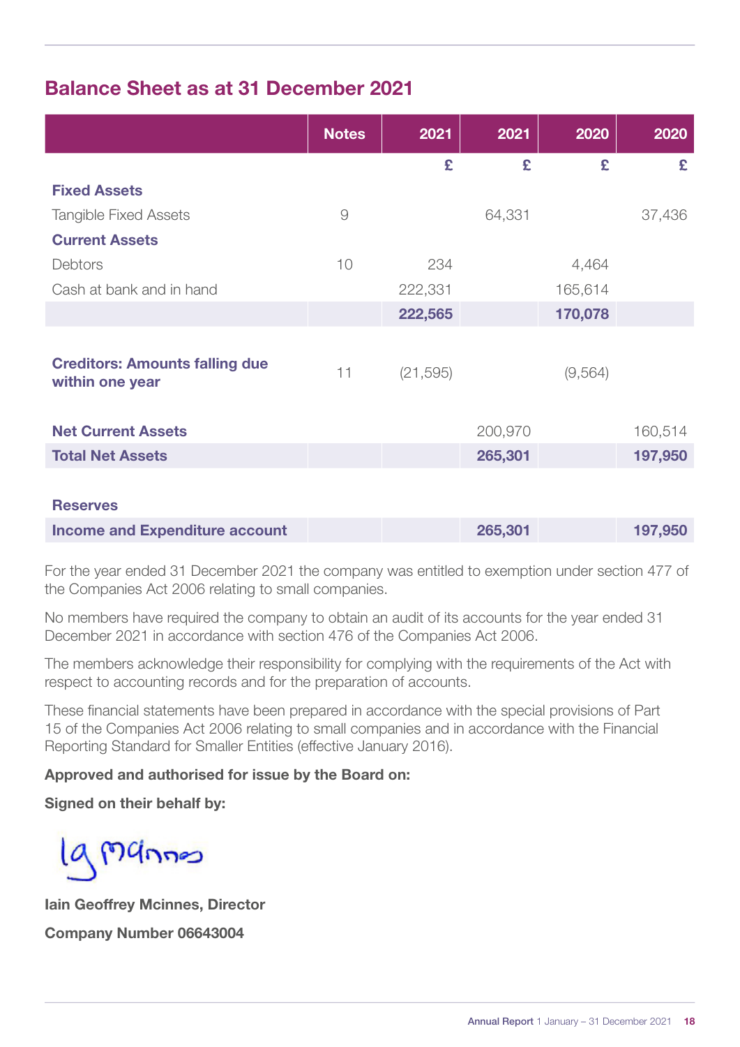## Balance Sheet as at 31 December 2021

| | Notes | 2021 | 2021 | 2020 | 2020 |
|---|---|---|---|---|---|
| | | £ | £ | £ | £ |
| **Fixed Assets** | | | | | |
| Tangible Fixed Assets | 9 | | 64,331 | | 37,436 |
| **Current Assets** | | | | | |
| Debtors | 10 | 234 | | 4,464 | |
| Cash at bank and in hand | | 222,331 | | 165,614 | |
| | | **222,565** | | **170,078** | |
| **Creditors: Amounts falling due within one year** | 11 | (21,595) | | (9,564) | |
| **Net Current Assets** | | | 200,970 | | 160,514 |
| **Total Net Assets** | | | **265,301** | | **197,950** |
| **Reserves** | | | | | |
| **Income and Expenditure account** | | | **265,301** | | **197,950** |

For the year ended 31 December 2021 the company was entitled to exemption under section 477 of the Companies Act 2006 relating to small companies.

No members have required the company to obtain an audit of its accounts for the year ended 31 December 2021 in accordance with section 476 of the Companies Act 2006.

The members acknowledge their responsibility for complying with the requirements of the Act with respect to accounting records and for the preparation of accounts.

These financial statements have been prepared in accordance with the special provisions of Part 15 of the Companies Act 2006 relating to small companies and in accordance with the Financial Reporting Standard for Smaller Entities (effective January 2016).

**Approved and authorised for issue by the Board on:**

**Signed on their behalf by:**

IG McInnes

**Iain Geoffrey Mcinnes, Director**

**Company Number 06643004**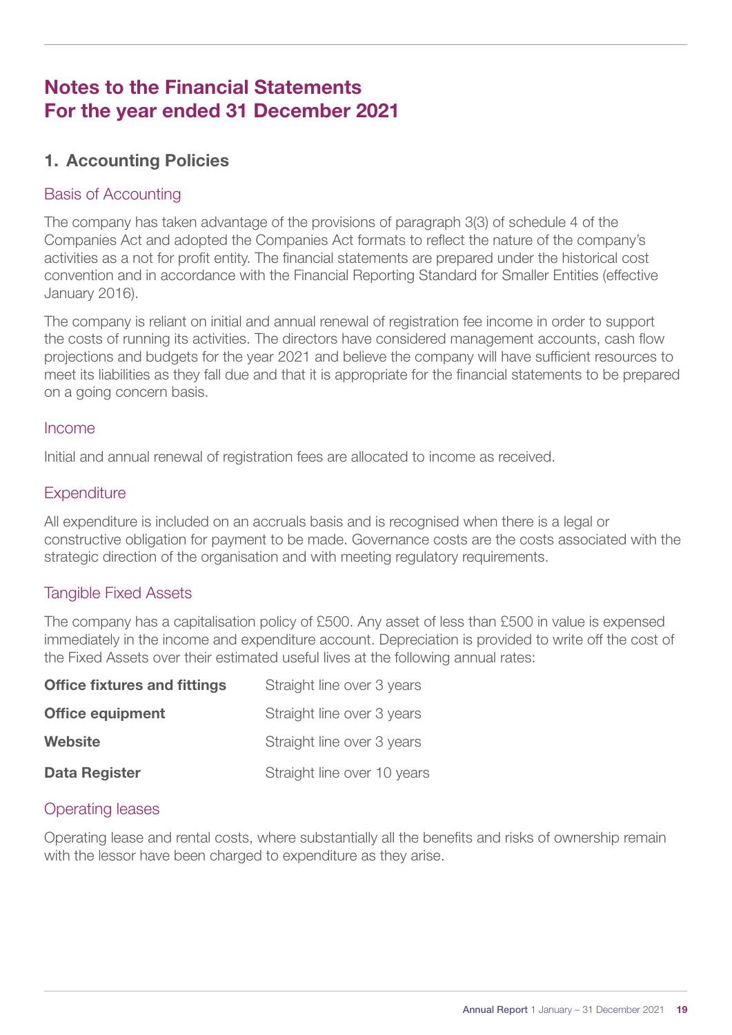# Notes to the Financial Statements For the year ended 31 December 2021

## 1. Accounting Policies

### Basis of Accounting

The company has taken advantage of the provisions of paragraph 3(3) of schedule 4 of the Companies Act and adopted the Companies Act formats to reflect the nature of the company's activities as a not for profit entity. The financial statements are prepared under the historical cost convention and in accordance with the Financial Reporting Standard for Smaller Entities (effective January 2016).

The company is reliant on initial and annual renewal of registration fee income in order to support the costs of running its activities. The directors have considered management accounts, cash flow projections and budgets for the year 2021 and believe the company will have sufficient resources to meet its liabilities as they fall due and that it is appropriate for the financial statements to be prepared on a going concern basis.

### Income

Initial and annual renewal of registration fees are allocated to income as received.

### Expenditure

All expenditure is included on an accruals basis and is recognised when there is a legal or constructive obligation for payment to be made. Governance costs are the costs associated with the strategic direction of the organisation and with meeting regulatory requirements.

### Tangible Fixed Assets

The company has a capitalisation policy of £500. Any asset of less than £500 in value is expensed immediately in the income and expenditure account. Depreciation is provided to write off the cost of the Fixed Assets over their estimated useful lives at the following annual rates:

| | |
|---|---|
| **Office fixtures and fittings** | Straight line over 3 years |
| **Office equipment** | Straight line over 3 years |
| **Website** | Straight line over 3 years |
| **Data Register** | Straight line over 10 years |

### Operating leases

Operating lease and rental costs, where substantially all the benefits and risks of ownership remain with the lessor have been charged to expenditure as they arise.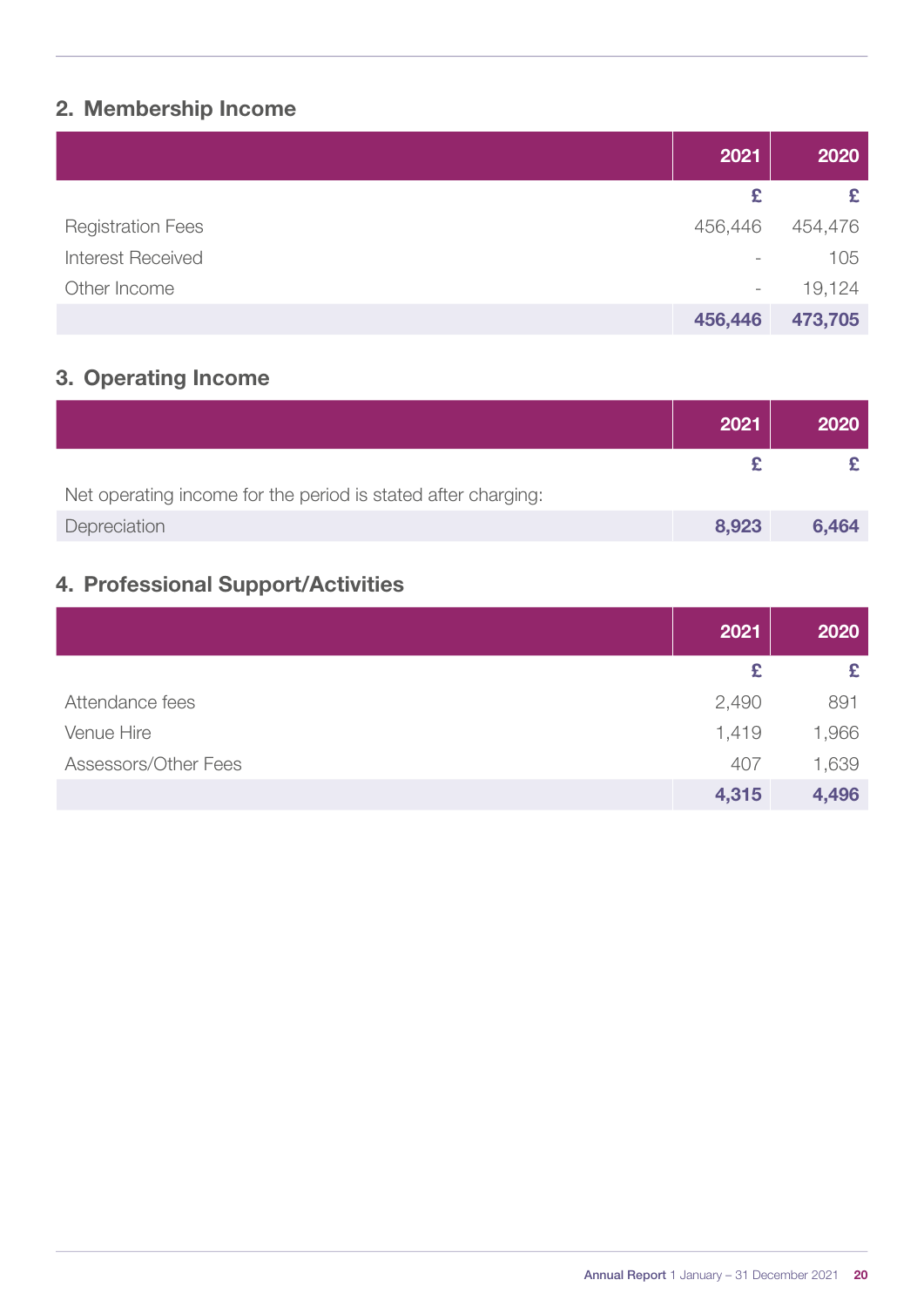## 2. Membership Income

| | 2021 | 2020 |
|---|---|---|
| | £ | £ |
| Registration Fees | 456,446 | 454,476 |
| Interest Received | - | 105 |
| Other Income | - | 19,124 |
| | **456,446** | **473,705** |

## 3. Operating Income

| | 2021 | 2020 |
|---|---|---|
| | £ | £ |
| Net operating income for the period is stated after charging: | | |
| Depreciation | **8,923** | **6,464** |

## 4. Professional Support/Activities

| | 2021 | 2020 |
|---|---|---|
| | £ | £ |
| Attendance fees | 2,490 | 891 |
| Venue Hire | 1,419 | 1,966 |
| Assessors/Other Fees | 407 | 1,639 |
| | **4,315** | **4,496** |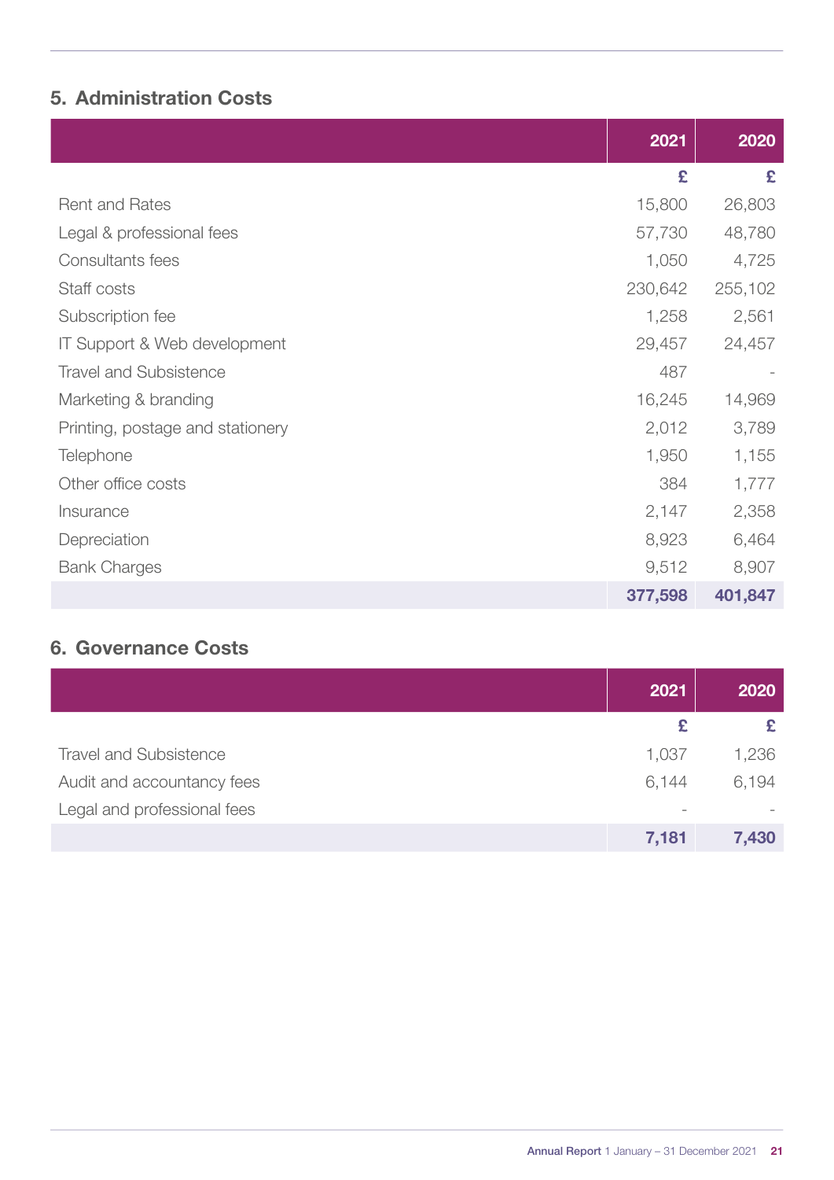## 5. Administration Costs

| | 2021 | 2020 |
|---|---|---|
| | £ | £ |
| Rent and Rates | 15,800 | 26,803 |
| Legal & professional fees | 57,730 | 48,780 |
| Consultants fees | 1,050 | 4,725 |
| Staff costs | 230,642 | 255,102 |
| Subscription fee | 1,258 | 2,561 |
| IT Support & Web development | 29,457 | 24,457 |
| Travel and Subsistence | 487 | - |
| Marketing & branding | 16,245 | 14,969 |
| Printing, postage and stationery | 2,012 | 3,789 |
| Telephone | 1,950 | 1,155 |
| Other office costs | 384 | 1,777 |
| Insurance | 2,147 | 2,358 |
| Depreciation | 8,923 | 6,464 |
| Bank Charges | 9,512 | 8,907 |
| | **377,598** | **401,847** |

## 6. Governance Costs

| | 2021 | 2020 |
|---|---|---|
| | £ | £ |
| Travel and Subsistence | 1,037 | 1,236 |
| Audit and accountancy fees | 6,144 | 6,194 |
| Legal and professional fees | - | - |
| | **7,181** | **7,430** |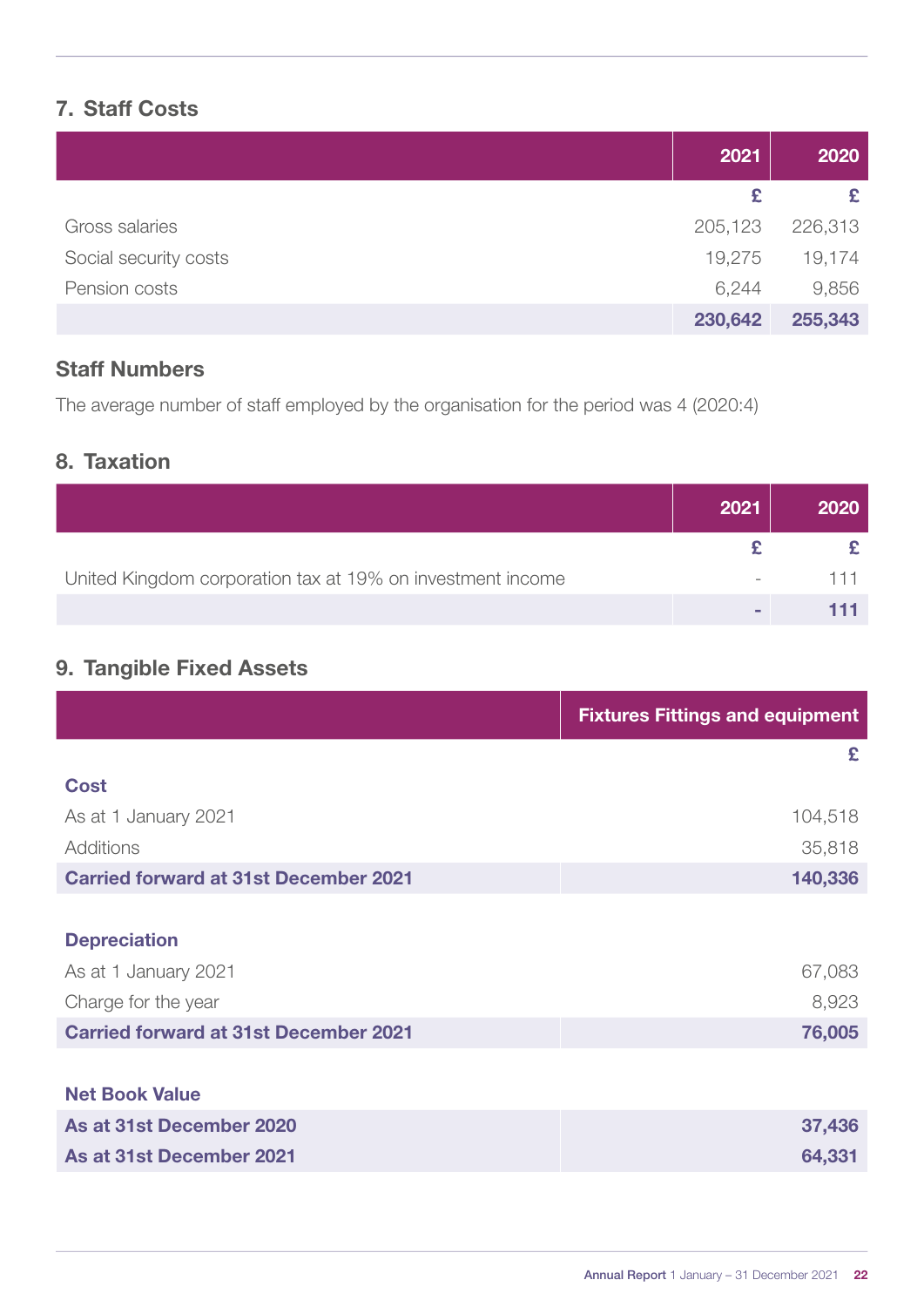## 7. Staff Costs

| | 2021 | 2020 |
|---|---|---|
| | £ | £ |
| Gross salaries | 205,123 | 226,313 |
| Social security costs | 19,275 | 19,174 |
| Pension costs | 6,244 | 9,856 |
| | **230,642** | **255,343** |

### Staff Numbers

The average number of staff employed by the organisation for the period was 4 (2020:4)

## 8. Taxation

| | 2021 | 2020 |
|---|---|---|
| | £ | £ |
| United Kingdom corporation tax at 19% on investment income | - | 111 |
| | **-** | **111** |

## 9. Tangible Fixed Assets

| | Fixtures Fittings and equipment |
|---|---|
| | £ |
| **Cost** | |
| As at 1 January 2021 | 104,518 |
| Additions | 35,818 |
| **Carried forward at 31st December 2021** | **140,336** |
| | |
| **Depreciation** | |
| As at 1 January 2021 | 67,083 |
| Charge for the year | 8,923 |
| **Carried forward at 31st December 2021** | **76,005** |
| | |
| **Net Book Value** | |
| **As at 31st December 2020** | **37,436** |
| **As at 31st December 2021** | **64,331** |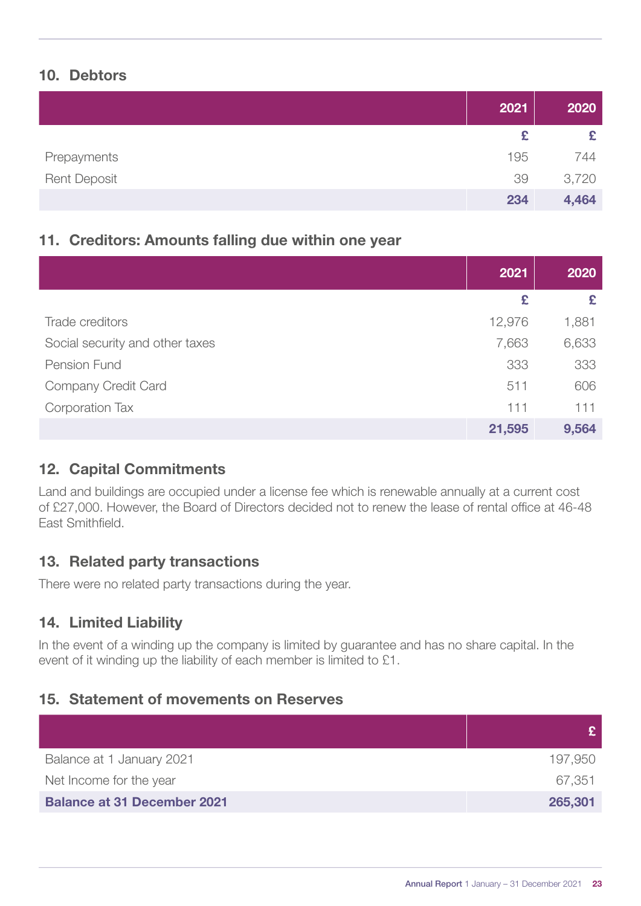## 10. Debtors

| | 2021 | 2020 |
|---|---|---|
| | £ | £ |
| Prepayments | 195 | 744 |
| Rent Deposit | 39 | 3,720 |
| | **234** | **4,464** |

## 11. Creditors: Amounts falling due within one year

| | 2021 | 2020 |
|---|---|---|
| | £ | £ |
| Trade creditors | 12,976 | 1,881 |
| Social security and other taxes | 7,663 | 6,633 |
| Pension Fund | 333 | 333 |
| Company Credit Card | 511 | 606 |
| Corporation Tax | 111 | 111 |
| | **21,595** | **9,564** |

## 12. Capital Commitments

Land and buildings are occupied under a license fee which is renewable annually at a current cost of £27,000. However, the Board of Directors decided not to renew the lease of rental office at 46-48 East Smithfield.

## 13. Related party transactions

There were no related party transactions during the year.

## 14. Limited Liability

In the event of a winding up the company is limited by guarantee and has no share capital. In the event of it winding up the liability of each member is limited to £1.

## 15. Statement of movements on Reserves

| | £ |
|---|---|
| Balance at 1 January 2021 | 197,950 |
| Net Income for the year | 67,351 |
| **Balance at 31 December 2021** | **265,301** |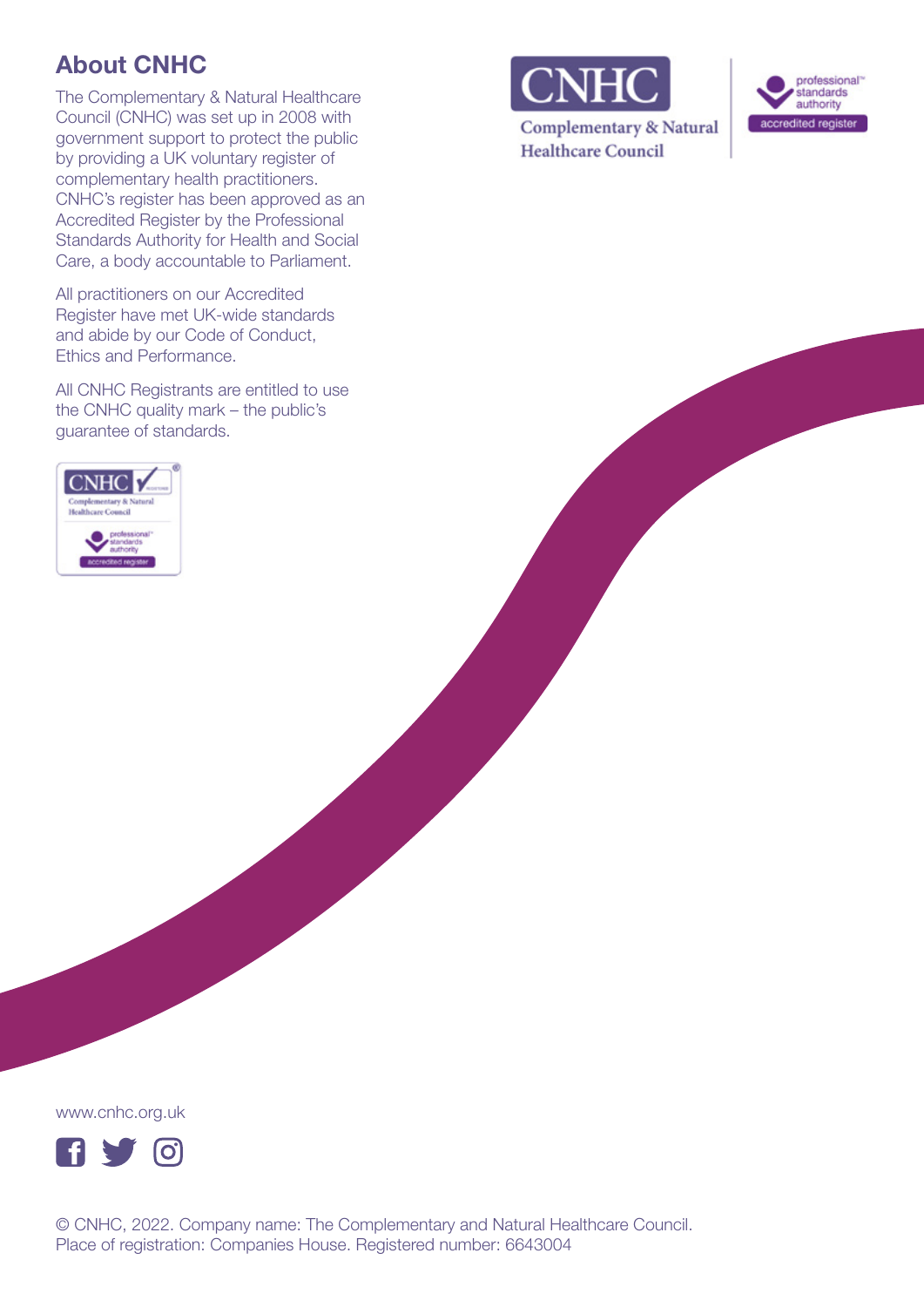## About CNHC

The Complementary & Natural Healthcare Council (CNHC) was set up in 2008 with government support to protect the public by providing a UK voluntary register of complementary health practitioners. CNHC's register has been approved as an Accredited Register by the Professional Standards Authority for Health and Social Care, a body accountable to Parliament.

All practitioners on our Accredited Register have met UK-wide standards and abide by our Code of Conduct, Ethics and Performance.

All CNHC Registrants are entitled to use the CNHC quality mark – the public's guarantee of standards.

www.cnhc.org.uk

© CNHC, 2022. Company name: The Complementary and Natural Healthcare Council.
Place of registration: Companies House. Registered number: 6643004